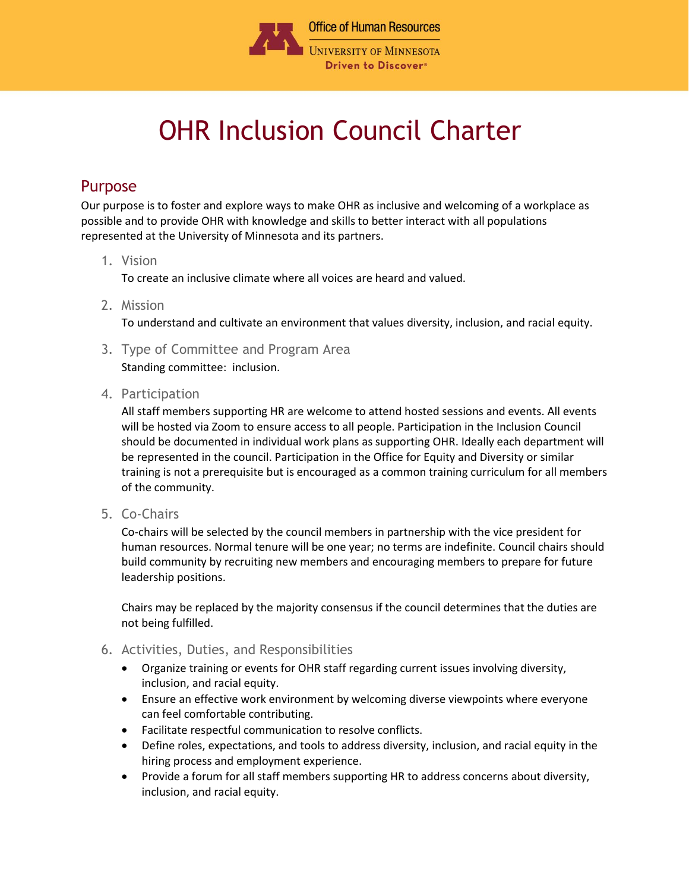Office of Human Resources
UNIVERSITY OF MINNESOTA
Driven to Discover®

# OHR Inclusion Council Charter

## Purpose

Our purpose is to foster and explore ways to make OHR as inclusive and welcoming of a workplace as possible and to provide OHR with knowledge and skills to better interact with all populations represented at the University of Minnesota and its partners.

1. Vision

   To create an inclusive climate where all voices are heard and valued.

2. Mission

   To understand and cultivate an environment that values diversity, inclusion, and racial equity.

3. Type of Committee and Program Area

   Standing committee: inclusion.

4. Participation

   All staff members supporting HR are welcome to attend hosted sessions and events. All events will be hosted via Zoom to ensure access to all people. Participation in the Inclusion Council should be documented in individual work plans as supporting OHR. Ideally each department will be represented in the council. Participation in the Office for Equity and Diversity or similar training is not a prerequisite but is encouraged as a common training curriculum for all members of the community.

5. Co-Chairs

   Co-chairs will be selected by the council members in partnership with the vice president for human resources. Normal tenure will be one year; no terms are indefinite. Council chairs should build community by recruiting new members and encouraging members to prepare for future leadership positions.

   Chairs may be replaced by the majority consensus if the council determines that the duties are not being fulfilled.

6. Activities, Duties, and Responsibilities

   - Organize training or events for OHR staff regarding current issues involving diversity, inclusion, and racial equity.
   - Ensure an effective work environment by welcoming diverse viewpoints where everyone can feel comfortable contributing.
   - Facilitate respectful communication to resolve conflicts.
   - Define roles, expectations, and tools to address diversity, inclusion, and racial equity in the hiring process and employment experience.
   - Provide a forum for all staff members supporting HR to address concerns about diversity, inclusion, and racial equity.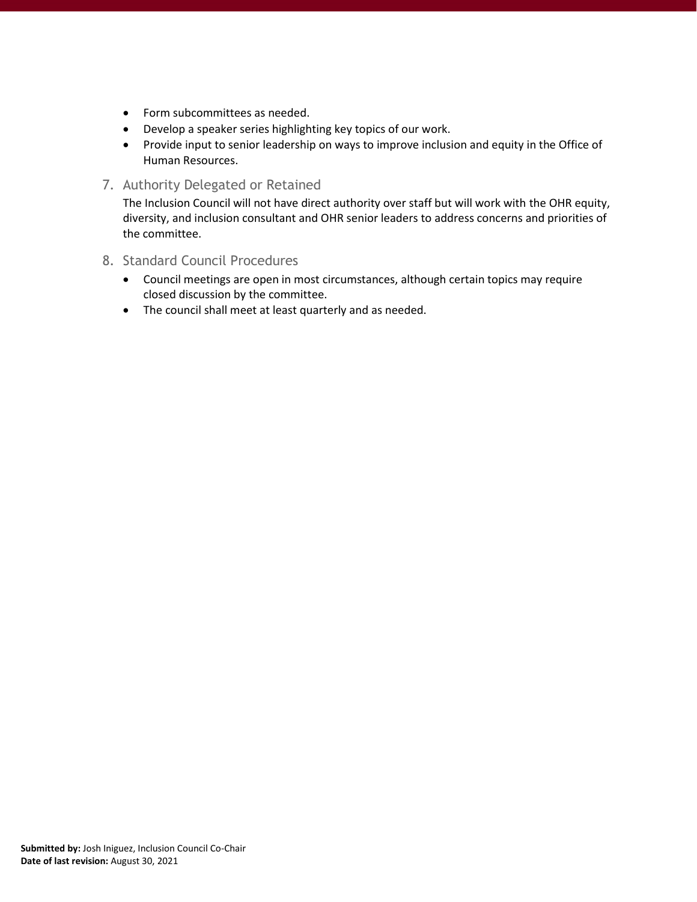- Form subcommittees as needed.
- Develop a speaker series highlighting key topics of our work.
- Provide input to senior leadership on ways to improve inclusion and equity in the Office of Human Resources.

## 7. Authority Delegated or Retained

The Inclusion Council will not have direct authority over staff but will work with the OHR equity, diversity, and inclusion consultant and OHR senior leaders to address concerns and priorities of the committee.

## 8. Standard Council Procedures

- Council meetings are open in most circumstances, although certain topics may require closed discussion by the committee.
- The council shall meet at least quarterly and as needed.

**Submitted by:** Josh Iniguez, Inclusion Council Co-Chair
**Date of last revision:** August 30, 2021